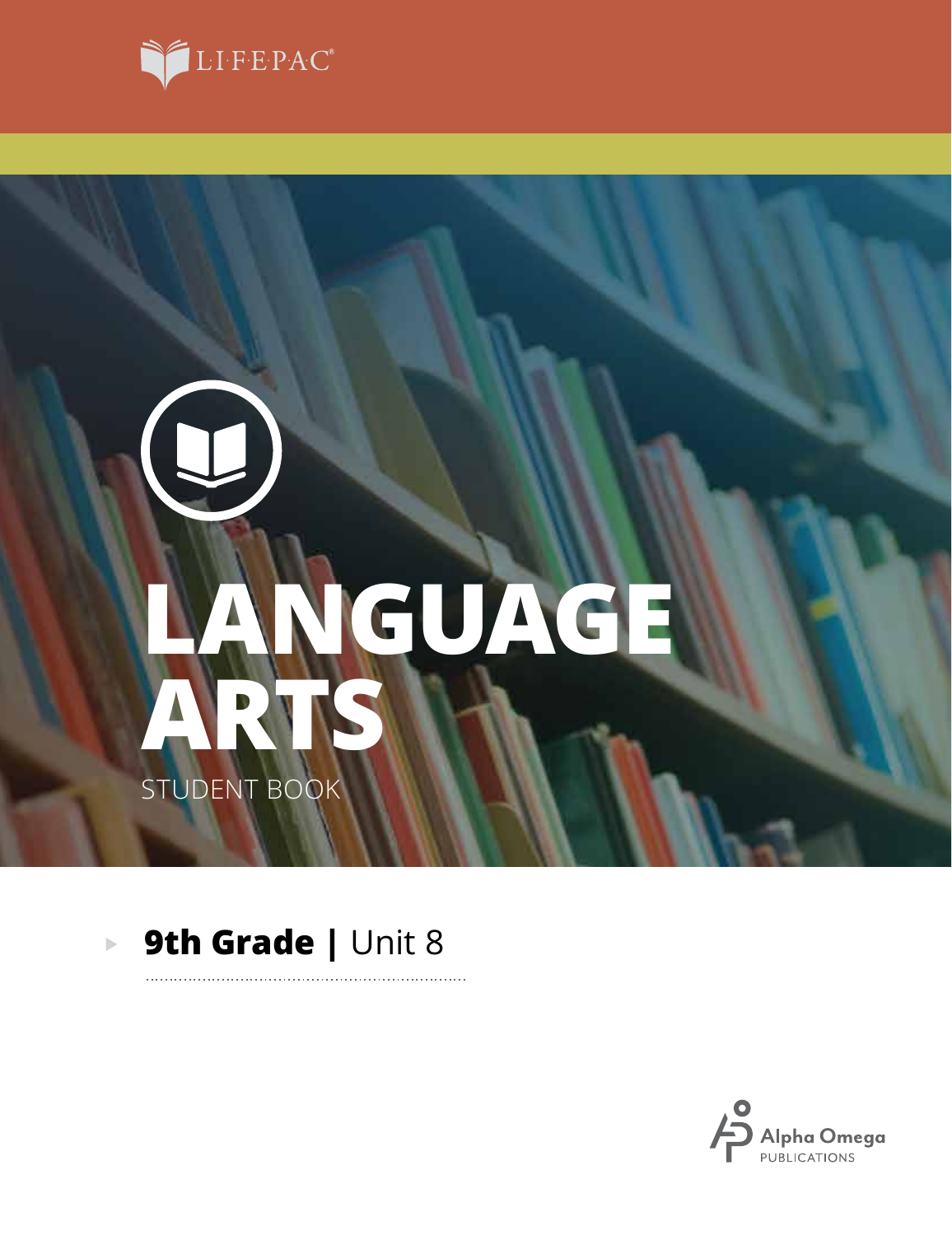LIFEPAC®

# LANGUAGE ARTS

STUDENT BOOK

**9th Grade |** Unit 8

Alpha Omega PUBLICATIONS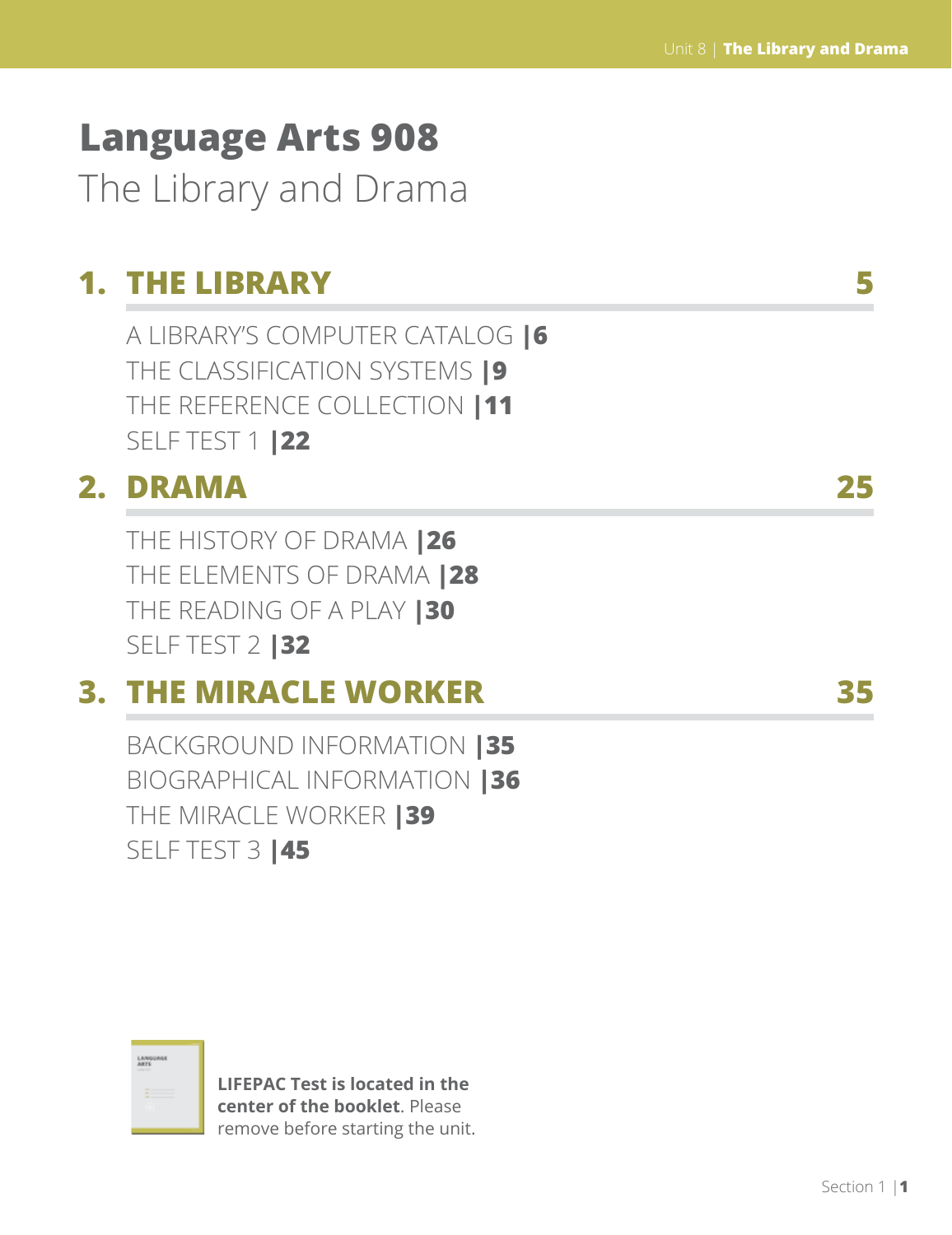# Language Arts 908

The Library and Drama

## 1. THE LIBRARY 5

A LIBRARY'S COMPUTER CATALOG |6
THE CLASSIFICATION SYSTEMS |9
THE REFERENCE COLLECTION |11
SELF TEST 1 |22

## 2. DRAMA 25

THE HISTORY OF DRAMA |26
THE ELEMENTS OF DRAMA |28
THE READING OF A PLAY |30
SELF TEST 2 |32

## 3. THE MIRACLE WORKER 35

BACKGROUND INFORMATION |35
BIOGRAPHICAL INFORMATION |36
THE MIRACLE WORKER |39
SELF TEST 3 |45

**LIFEPAC Test is located in the center of the booklet**. Please remove before starting the unit.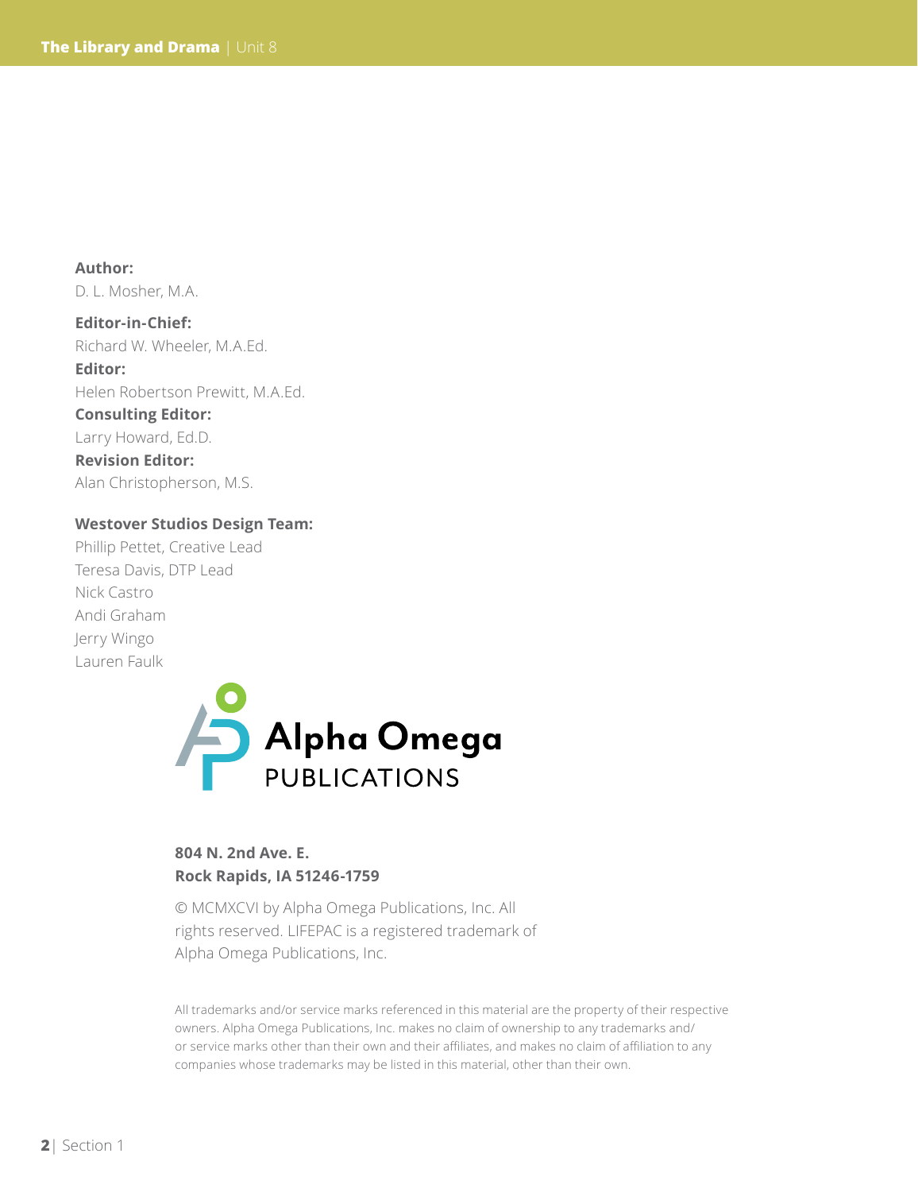**Author:**
D. L. Mosher, M.A.

**Editor-in-Chief:**
Richard W. Wheeler, M.A.Ed.

**Editor:**
Helen Robertson Prewitt, M.A.Ed.

**Consulting Editor:**
Larry Howard, Ed.D.

**Revision Editor:**
Alan Christopherson, M.S.

**Westover Studios Design Team:**
Phillip Pettet, Creative Lead
Teresa Davis, DTP Lead
Nick Castro
Andi Graham
Jerry Wingo
Lauren Faulk

Alpha Omega PUBLICATIONS

**804 N. 2nd Ave. E.**
**Rock Rapids, IA 51246-1759**

© MCMXCVI by Alpha Omega Publications, Inc. All rights reserved. LIFEPAC is a registered trademark of Alpha Omega Publications, Inc.

All trademarks and/or service marks referenced in this material are the property of their respective owners. Alpha Omega Publications, Inc. makes no claim of ownership to any trademarks and/or service marks other than their own and their affiliates, and makes no claim of affiliation to any companies whose trademarks may be listed in this material, other than their own.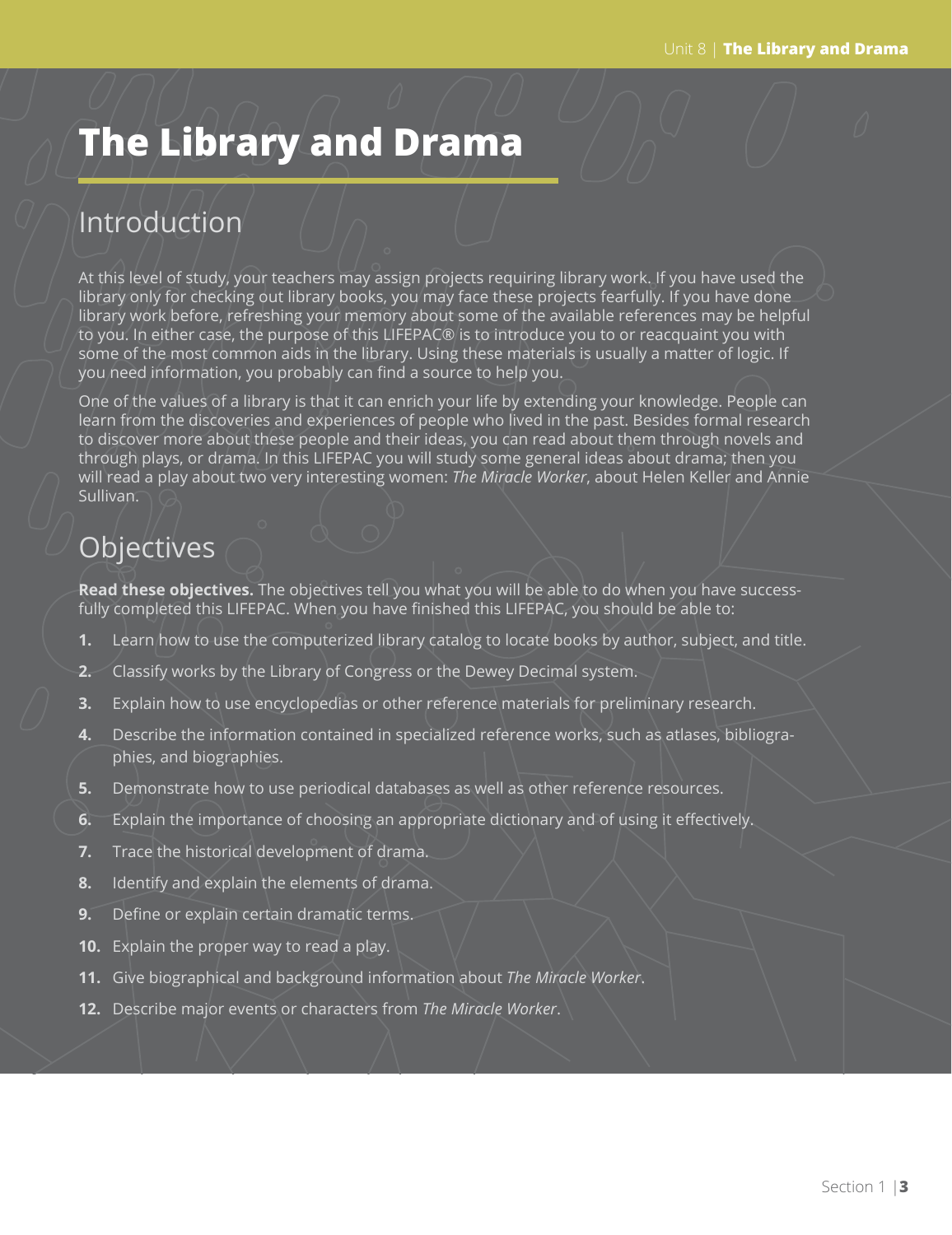# The Library and Drama

## Introduction

At this level of study, your teachers may assign projects requiring library work. If you have used the library only for checking out library books, you may face these projects fearfully. If you have done library work before, refreshing your memory about some of the available references may be helpful to you. In either case, the purpose of this LIFEPAC® is to introduce you to or reacquaint you with some of the most common aids in the library. Using these materials is usually a matter of logic. If you need information, you probably can find a source to help you.

One of the values of a library is that it can enrich your life by extending your knowledge. People can learn from the discoveries and experiences of people who lived in the past. Besides formal research to discover more about these people and their ideas, you can read about them through novels and through plays, or drama. In this LIFEPAC you will study some general ideas about drama; then you will read a play about two very interesting women: *The Miracle Worker*, about Helen Keller and Annie Sullivan.

## Objectives

**Read these objectives.** The objectives tell you what you will be able to do when you have successfully completed this LIFEPAC. When you have finished this LIFEPAC, you should be able to:

1. Learn how to use the computerized library catalog to locate books by author, subject, and title.
2. Classify works by the Library of Congress or the Dewey Decimal system.
3. Explain how to use encyclopedias or other reference materials for preliminary research.
4. Describe the information contained in specialized reference works, such as atlases, bibliographies, and biographies.
5. Demonstrate how to use periodical databases as well as other reference resources.
6. Explain the importance of choosing an appropriate dictionary and of using it effectively.
7. Trace the historical development of drama.
8. Identify and explain the elements of drama.
9. Define or explain certain dramatic terms.
10. Explain the proper way to read a play.
11. Give biographical and background information about *The Miracle Worker*.
12. Describe major events or characters from *The Miracle Worker*.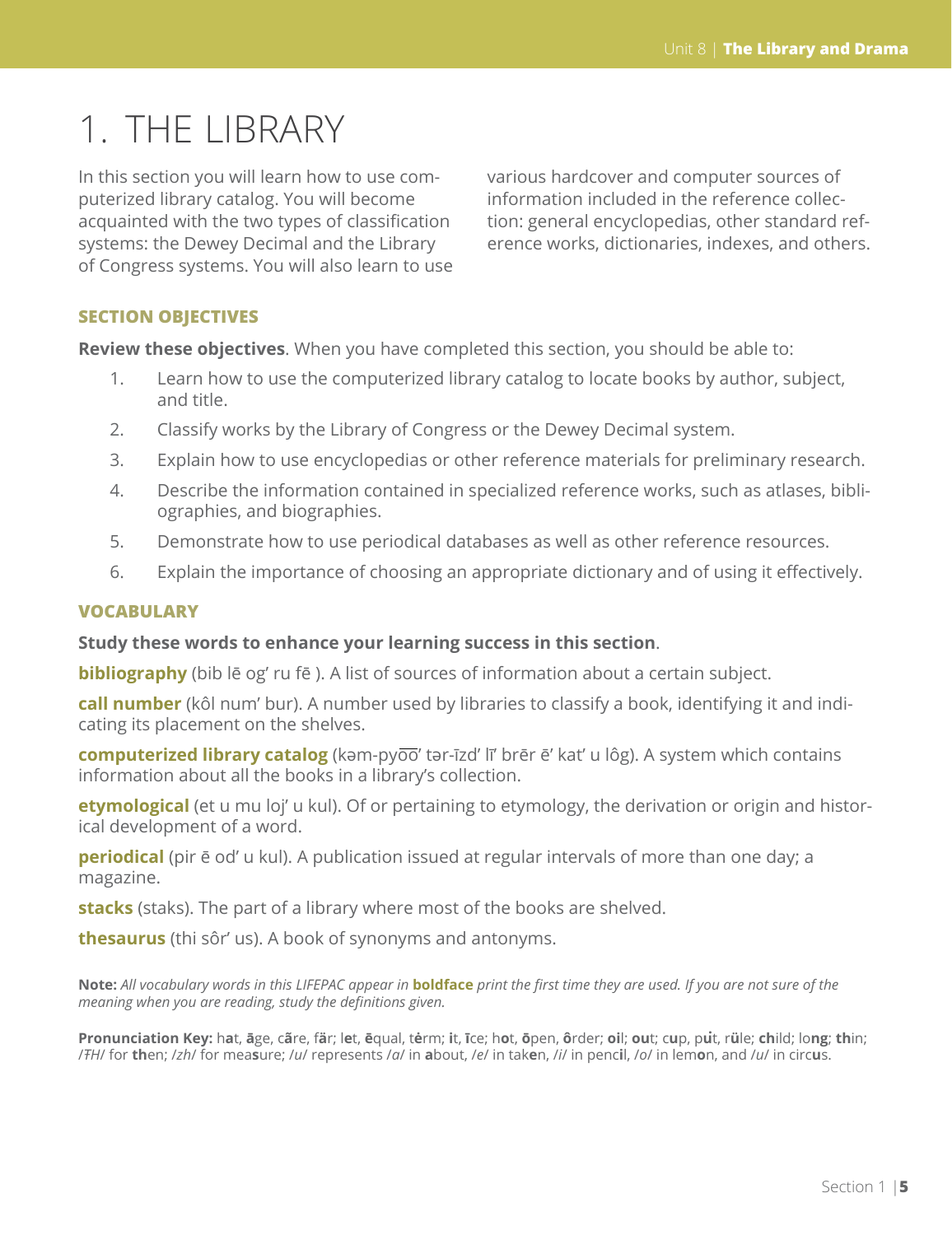# 1. THE LIBRARY

In this section you will learn how to use computerized library catalog. You will become acquainted with the two types of classification systems: the Dewey Decimal and the Library of Congress systems. You will also learn to use various hardcover and computer sources of information included in the reference collection: general encyclopedias, other standard reference works, dictionaries, indexes, and others.

### SECTION OBJECTIVES

**Review these objectives**. When you have completed this section, you should be able to:

1. Learn how to use the computerized library catalog to locate books by author, subject, and title.
2. Classify works by the Library of Congress or the Dewey Decimal system.
3. Explain how to use encyclopedias or other reference materials for preliminary research.
4. Describe the information contained in specialized reference works, such as atlases, bibliographies, and biographies.
5. Demonstrate how to use periodical databases as well as other reference resources.
6. Explain the importance of choosing an appropriate dictionary and of using it effectively.

### VOCABULARY

**Study these words to enhance your learning success in this section**.

**bibliography** (bib lē og' ru fē ). A list of sources of information about a certain subject.

**call number** (kôl num' bur). A number used by libraries to classify a book, identifying it and indicating its placement on the shelves.

**computerized library catalog** (kəm-pyo͞o' tər-īzd' lī' brēr ē' kat' u lôg). A system which contains information about all the books in a library's collection.

**etymological** (et u mu loj' u kul). Of or pertaining to etymology, the derivation or origin and historical development of a word.

**periodical** (pir ē od' u kul). A publication issued at regular intervals of more than one day; a magazine.

**stacks** (staks). The part of a library where most of the books are shelved.

**thesaurus** (thi sôr' us). A book of synonyms and antonyms.

**Note:** *All vocabulary words in this LIFEPAC appear in* **boldface** *print the first time they are used. If you are not sure of the meaning when you are reading, study the definitions given.*

**Pronunciation Key:** h**a**t, **ā**ge, c**ã**re, f**ä**r; l**e**t, **ē**qual, t**ė**rm; **i**t, **ī**ce; h**o**t, **ō**pen, **ô**rder; **oi**l; **ou**t; c**u**p, p**u̇**t, r**ü**le; **ch**ild; lo**ng**; **th**in; /ŦH/ for **th**en; /zh/ for mea**s**ure; /u/ represents /a/ in **a**bout, /e/ in tak**e**n, /i/ in penc**i**l, /o/ in lem**o**n, and /u/ in circ**u**s.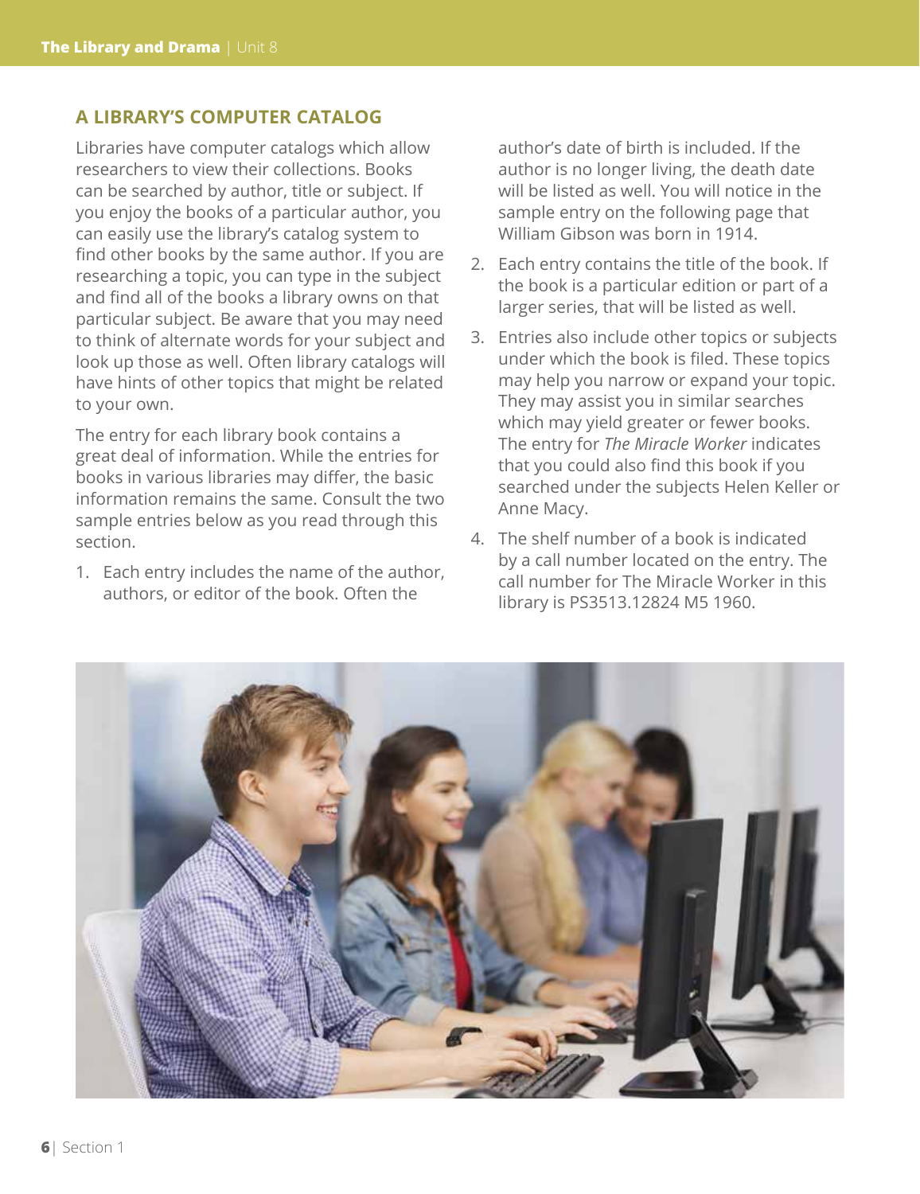## A LIBRARY'S COMPUTER CATALOG

Libraries have computer catalogs which allow researchers to view their collections. Books can be searched by author, title or subject. If you enjoy the books of a particular author, you can easily use the library's catalog system to find other books by the same author. If you are researching a topic, you can type in the subject and find all of the books a library owns on that particular subject. Be aware that you may need to think of alternate words for your subject and look up those as well. Often library catalogs will have hints of other topics that might be related to your own.

The entry for each library book contains a great deal of information. While the entries for books in various libraries may differ, the basic information remains the same. Consult the two sample entries below as you read through this section.

1. Each entry includes the name of the author, authors, or editor of the book. Often the author's date of birth is included. If the author is no longer living, the death date will be listed as well. You will notice in the sample entry on the following page that William Gibson was born in 1914.
2. Each entry contains the title of the book. If the book is a particular edition or part of a larger series, that will be listed as well.
3. Entries also include other topics or subjects under which the book is filed. These topics may help you narrow or expand your topic. They may assist you in similar searches which may yield greater or fewer books. The entry for *The Miracle Worker* indicates that you could also find this book if you searched under the subjects Helen Keller or Anne Macy.
4. The shelf number of a book is indicated by a call number located on the entry. The call number for The Miracle Worker in this library is PS3513.12824 M5 1960.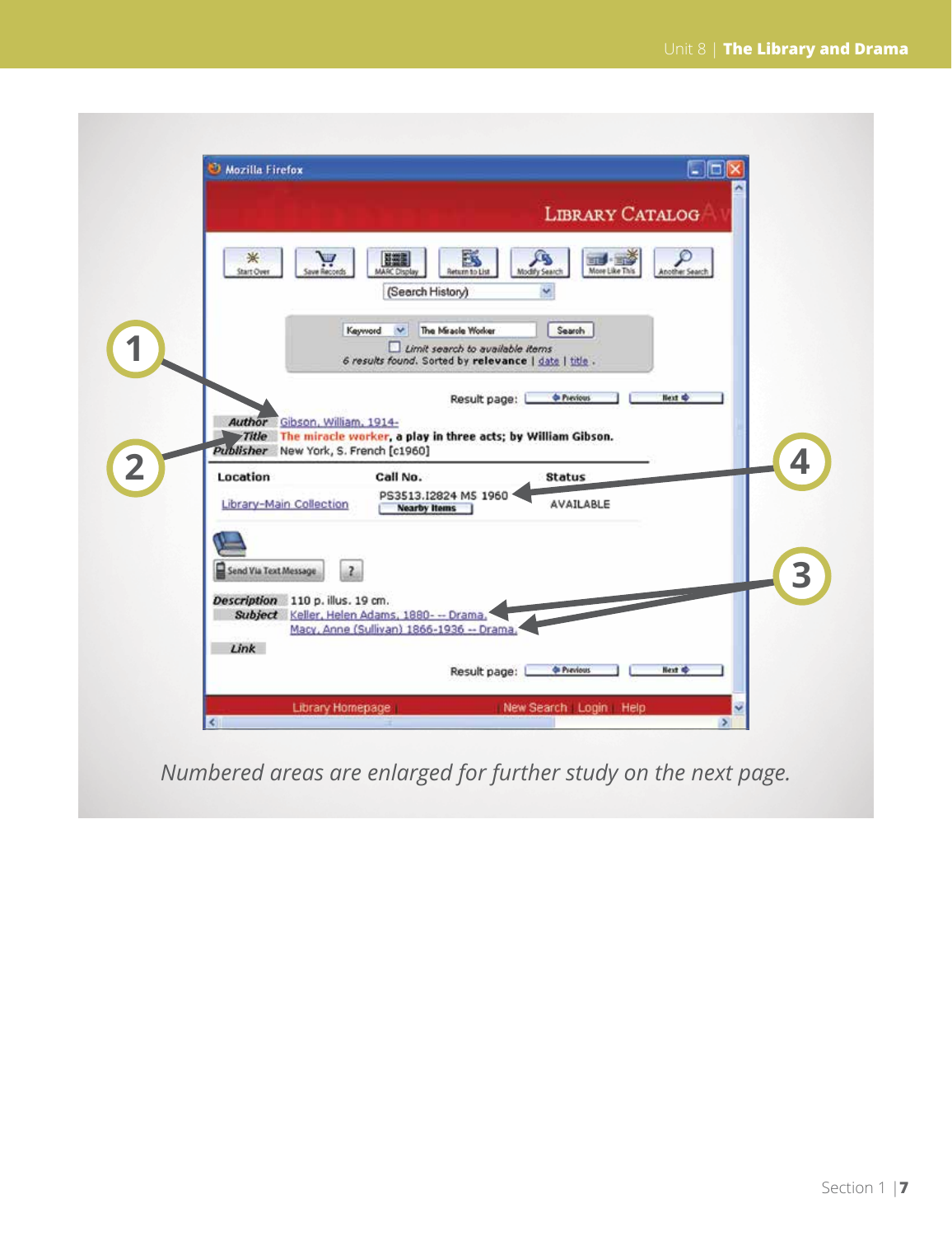Numbered areas are enlarged for further study on the next page.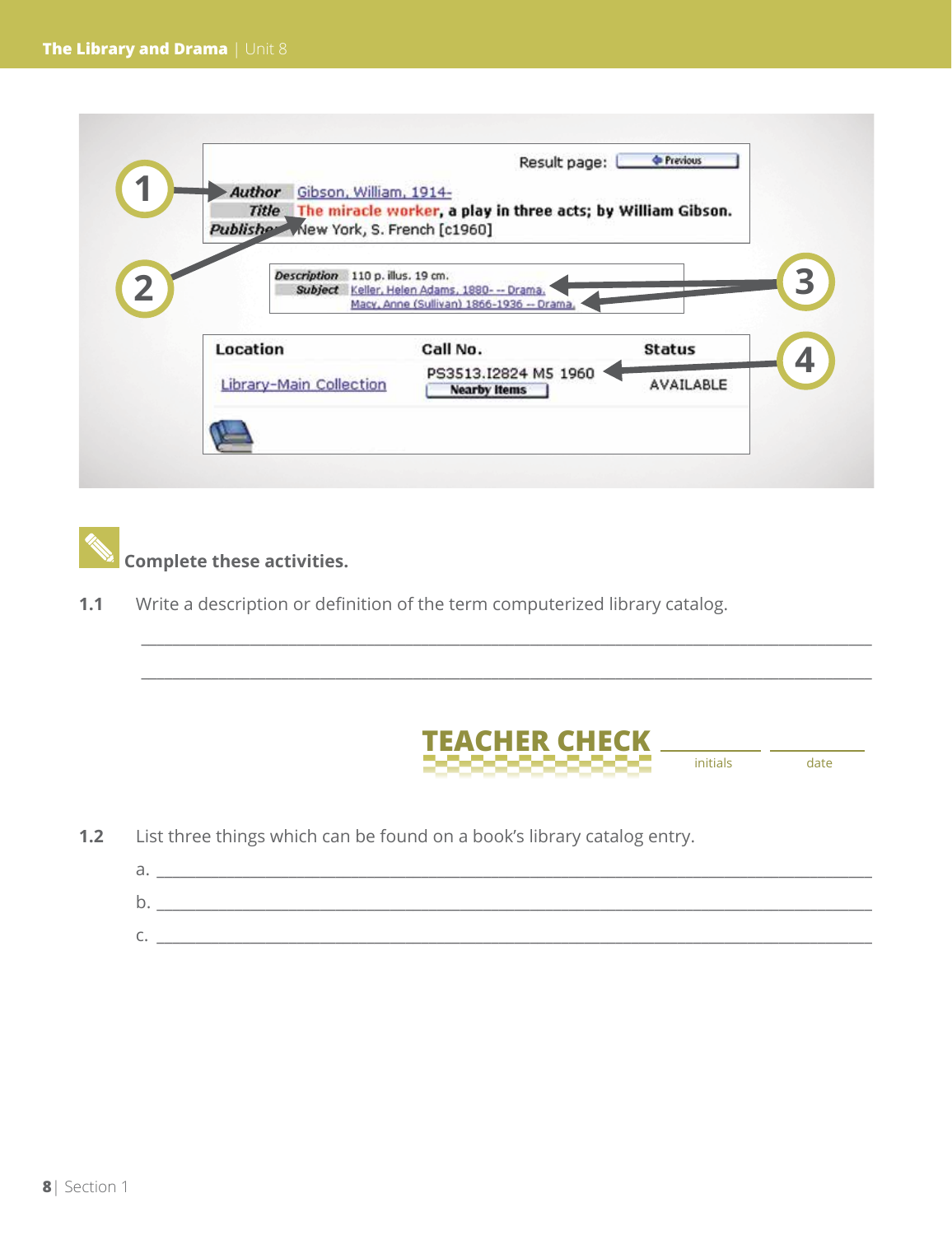Result page: Previous

**Author** Gibson, William, 1914-
**Title** The miracle worker, a play in three acts; by William Gibson.
**Publisher** New York, S. French [c1960]

**Description** 110 p. illus. 19 cm.
**Subject** Keller, Helen Adams, 1880- -- Drama.
Macy, Anne (Sullivan) 1866-1936 -- Drama.

| Location | Call No. | Status |
|---|---|---|
| Library-Main Collection | PS3513.I2824 M5 1960 Nearby Items | AVAILABLE |

1 2 3 4

**Complete these activities.**

**1.1** Write a description or definition of the term computerized library catalog.

______________________________________________________________________

______________________________________________________________________

**TEACHER CHECK** __________ initials __________ date

**1.2** List three things which can be found on a book's library catalog entry.

a. ______________________________________________________________________

b. ______________________________________________________________________

c. ______________________________________________________________________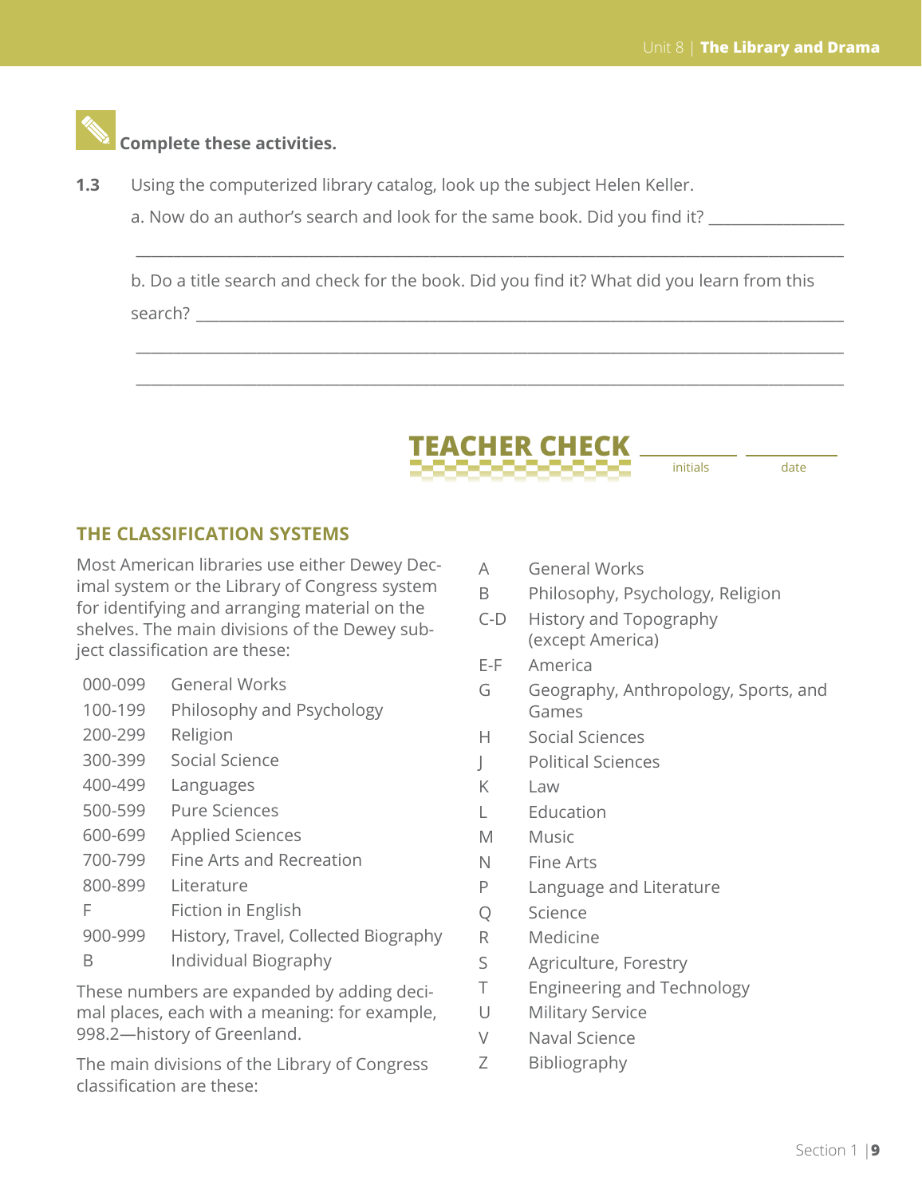**Complete these activities.**

**1.3** Using the computerized library catalog, look up the subject Helen Keller.

a. Now do an author's search and look for the same book. Did you find it? ________________

_______________________________________________________________________________

b. Do a title search and check for the book. Did you find it? What did you learn from this search? ______________________________________________________________________

_______________________________________________________________________________

_______________________________________________________________________________

**TEACHER CHECK** __________ initials __________ date

## THE CLASSIFICATION SYSTEMS

Most American libraries use either Dewey Decimal system or the Library of Congress system for identifying and arranging material on the shelves. The main divisions of the Dewey subject classification are these:

| | |
|---|---|
| 000-099 | General Works |
| 100-199 | Philosophy and Psychology |
| 200-299 | Religion |
| 300-399 | Social Science |
| 400-499 | Languages |
| 500-599 | Pure Sciences |
| 600-699 | Applied Sciences |
| 700-799 | Fine Arts and Recreation |
| 800-899 | Literature |
| F | Fiction in English |
| 900-999 | History, Travel, Collected Biography |
| B | Individual Biography |

These numbers are expanded by adding decimal places, each with a meaning: for example, 998.2—history of Greenland.

The main divisions of the Library of Congress classification are these:

| | |
|---|---|
| A | General Works |
| B | Philosophy, Psychology, Religion |
| C-D | History and Topography (except America) |
| E-F | America |
| G | Geography, Anthropology, Sports, and Games |
| H | Social Sciences |
| J | Political Sciences |
| K | Law |
| L | Education |
| M | Music |
| N | Fine Arts |
| P | Language and Literature |
| Q | Science |
| R | Medicine |
| S | Agriculture, Forestry |
| T | Engineering and Technology |
| U | Military Service |
| V | Naval Science |
| Z | Bibliography |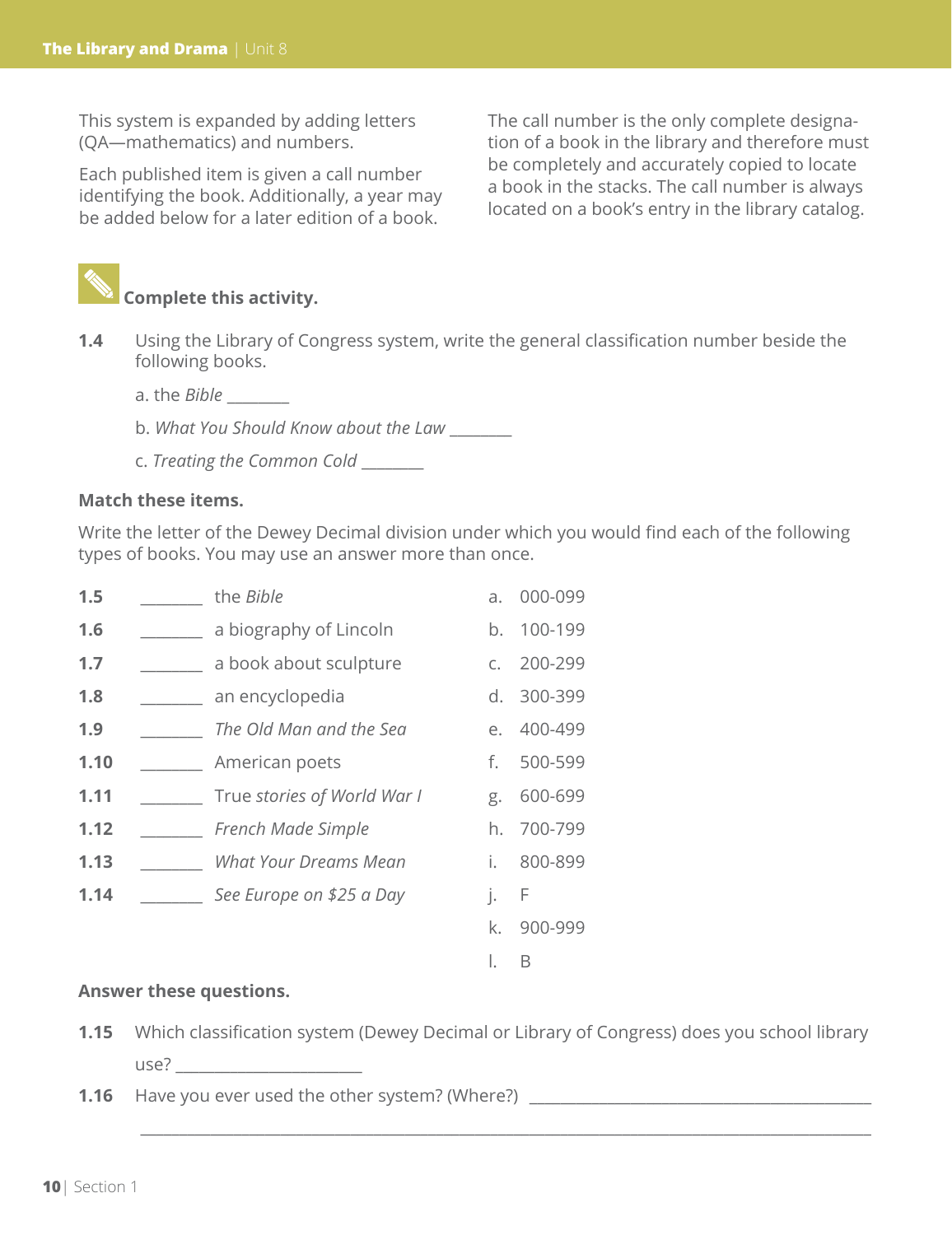This system is expanded by adding letters (QA—mathematics) and numbers.

Each published item is given a call number identifying the book. Additionally, a year may be added below for a later edition of a book.

The call number is the only complete designation of a book in the library and therefore must be completely and accurately copied to locate a book in the stacks. The call number is always located on a book's entry in the library catalog.

**Complete this activity.**

**1.4** Using the Library of Congress system, write the general classification number beside the following books.

a. the *Bible* ________

b. *What You Should Know about the Law* ________

c. *Treating the Common Cold* ________

**Match these items.**

Write the letter of the Dewey Decimal division under which you would find each of the following types of books. You may use an answer more than once.

**1.5** ________ the *Bible*

**1.6** ________ a biography of Lincoln

**1.7** ________ a book about sculpture

**1.8** ________ an encyclopedia

**1.9** ________ *The Old Man and the Sea*

**1.10** ________ American poets

**1.11** ________ True *stories of World War I*

**1.12** ________ *French Made Simple*

**1.13** ________ *What Your Dreams Mean*

**1.14** ________ *See Europe on $25 a Day*

a. 000-099
b. 100-199
c. 200-299
d. 300-399
e. 400-499
f. 500-599
g. 600-699
h. 700-799
i. 800-899
j. F
k. 900-999
l. B

**Answer these questions.**

**1.15** Which classification system (Dewey Decimal or Library of Congress) does you school library use? ________________________

**1.16** Have you ever used the other system? (Where?) ________________________________________________

________________________________________________________________________________________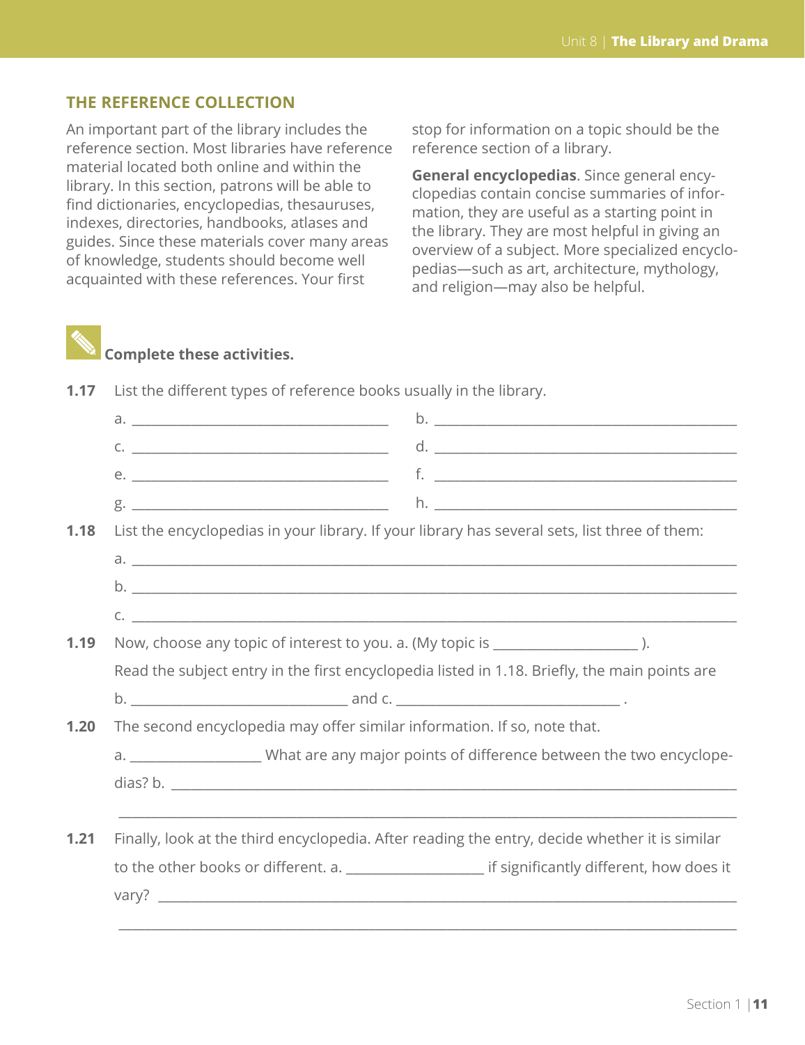## THE REFERENCE COLLECTION

An important part of the library includes the reference section. Most libraries have reference material located both online and within the library. In this section, patrons will be able to find dictionaries, encyclopedias, thesauruses, indexes, directories, handbooks, atlases and guides. Since these materials cover many areas of knowledge, students should become well acquainted with these references. Your first stop for information on a topic should be the reference section of a library.

**General encyclopedias**. Since general encyclopedias contain concise summaries of information, they are useful as a starting point in the library. They are most helpful in giving an overview of a subject. More specialized encyclopedias—such as art, architecture, mythology, and religion—may also be helpful.

**Complete these activities.**

**1.17** List the different types of reference books usually in the library.

a. ____________________ b. ____________________

c. ____________________ d. ____________________

e. ____________________ f. ____________________

g. ____________________ h. ____________________

**1.18** List the encyclopedias in your library. If your library has several sets, list three of them:

a. ________________________________________

b. ________________________________________

c. ________________________________________

**1.19** Now, choose any topic of interest to you. a. (My topic is ____________________ ).

Read the subject entry in the first encyclopedia listed in 1.18. Briefly, the main points are

b. ______________________________ and c. ______________________________ .

**1.20** The second encyclopedia may offer similar information. If so, note that.

a. __________________ What are any major points of difference between the two encyclopedias? b. ________________________________________

________________________________________

**1.21** Finally, look at the third encyclopedia. After reading the entry, decide whether it is similar to the other books or different. a. __________________ if significantly different, how does it vary? ________________________________________

________________________________________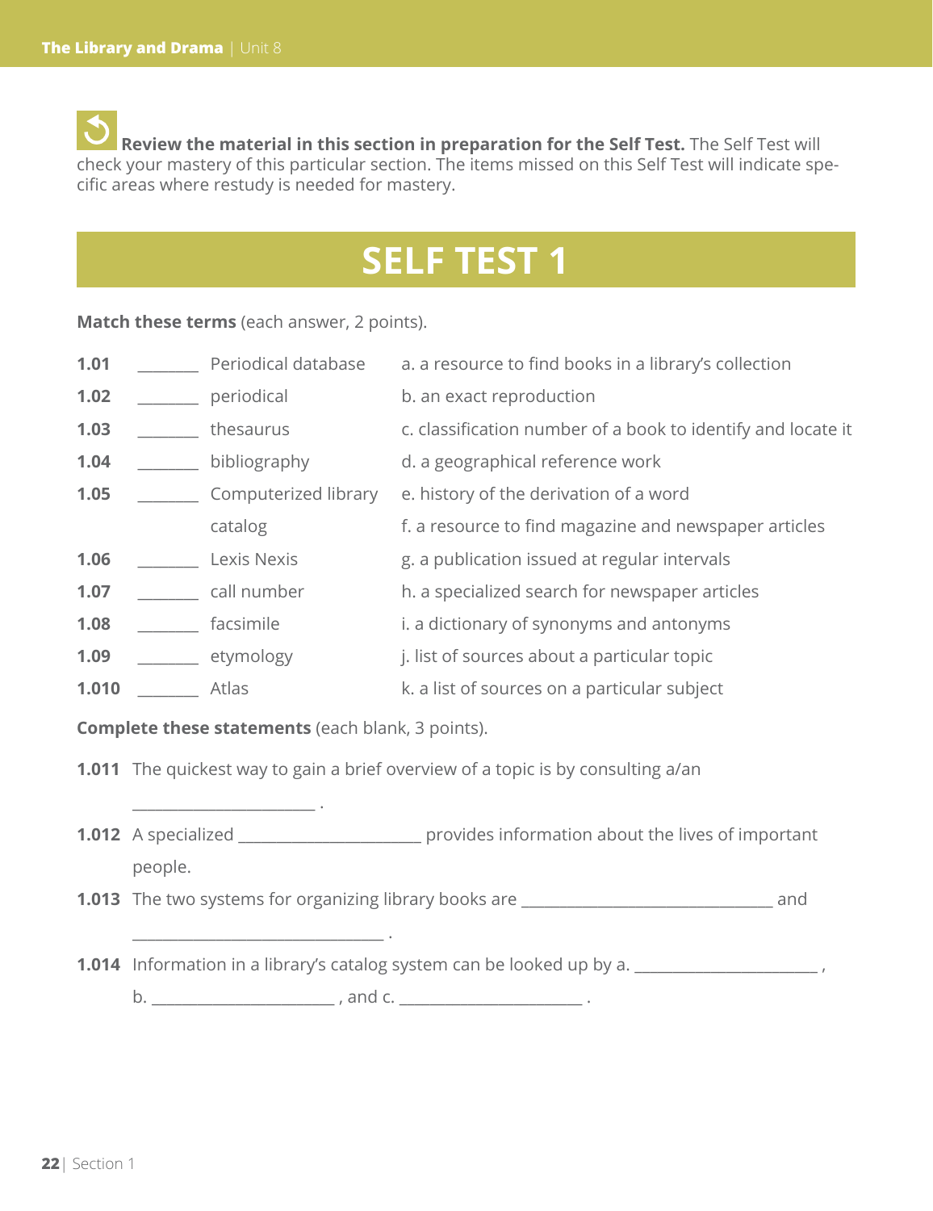**Review the material in this section in preparation for the Self Test.** The Self Test will check your mastery of this particular section. The items missed on this Self Test will indicate specific areas where restudy is needed for mastery.

# SELF TEST 1

**Match these terms** (each answer, 2 points).

| | | | |
|---|---|---|---|
| **1.01** | _______ | Periodical database | a. a resource to find books in a library's collection |
| **1.02** | _______ | periodical | b. an exact reproduction |
| **1.03** | _______ | thesaurus | c. classification number of a book to identify and locate it |
| **1.04** | _______ | bibliography | d. a geographical reference work |
| **1.05** | _______ | Computerized library catalog | e. history of the derivation of a word |
| | | | f. a resource to find magazine and newspaper articles |
| **1.06** | _______ | Lexis Nexis | g. a publication issued at regular intervals |
| **1.07** | _______ | call number | h. a specialized search for newspaper articles |
| **1.08** | _______ | facsimile | i. a dictionary of synonyms and antonyms |
| **1.09** | _______ | etymology | j. list of sources about a particular topic |
| **1.010** | _______ | Atlas | k. a list of sources on a particular subject |

**Complete these statements** (each blank, 3 points).

**1.011** The quickest way to gain a brief overview of a topic is by consulting a/an

_____________________ .

**1.012** A specialized _____________________ provides information about the lives of important people.

**1.013** The two systems for organizing library books are ____________________________ and

____________________________ .

**1.014** Information in a library's catalog system can be looked up by a. _____________________ ,

b. _____________________ , and c. _____________________ .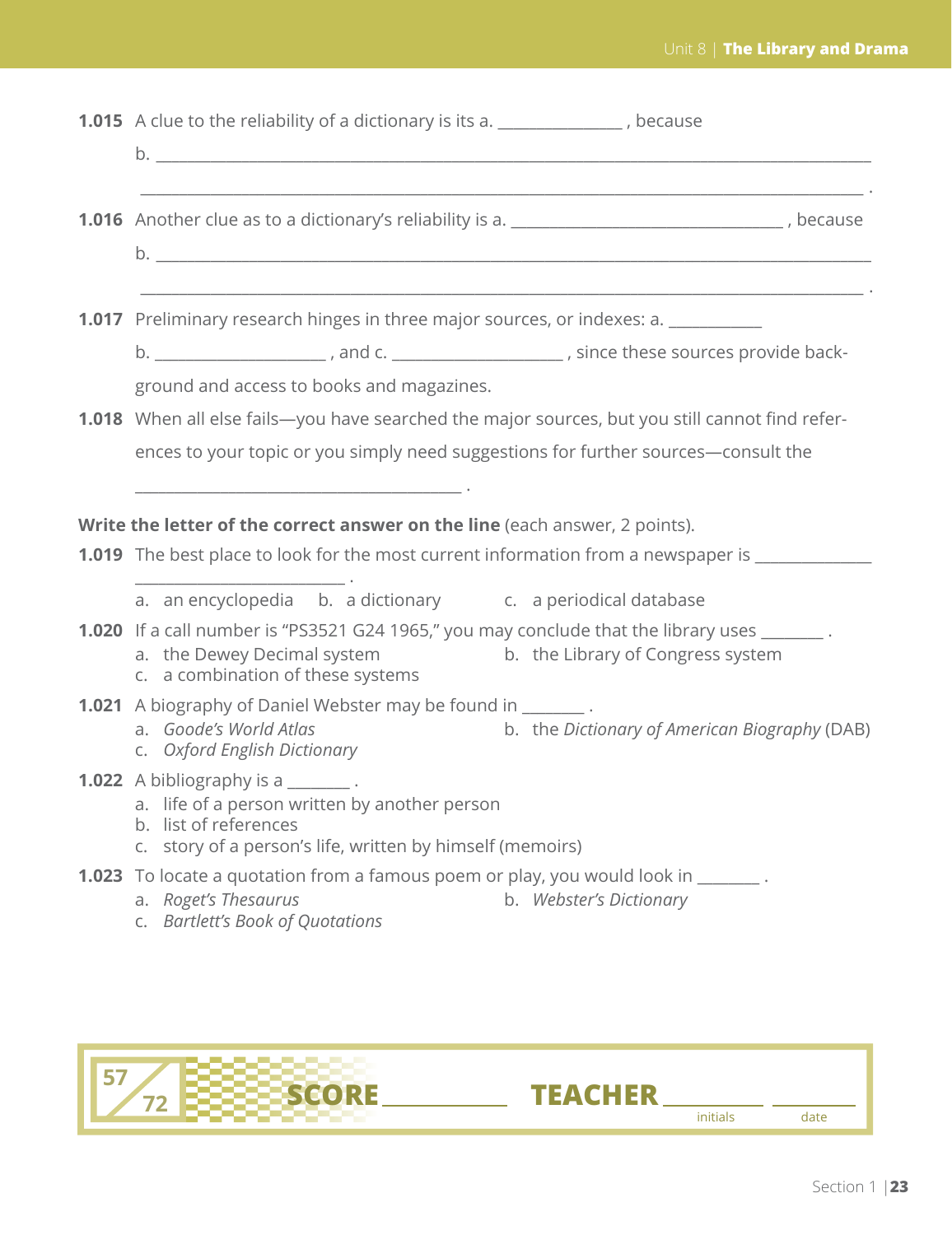**1.015** A clue to the reliability of a dictionary is its a. ______________ , because

b. ________________________________________________________________________________

________________________________________________________________________________ .

**1.016** Another clue as to a dictionary's reliability is a. ______________________________ , because

b. ________________________________________________________________________________

________________________________________________________________________________ .

**1.017** Preliminary research hinges in three major sources, or indexes: a. ___________

b. ___________________ , and c. ___________________ , since these sources provide background and access to books and magazines.

**1.018** When all else fails—you have searched the major sources, but you still cannot find references to your topic or you simply need suggestions for further sources—consult the

____________________________________ .

**Write the letter of the correct answer on the line** (each answer, 2 points).

**1.019** The best place to look for the most current information from a newspaper is ______________ ________________________ .

a. an encyclopedia  b. a dictionary  c. a periodical database

**1.020** If a call number is "PS3521 G24 1965," you may conclude that the library uses _______ .

a. the Dewey Decimal system
b. the Library of Congress system
c. a combination of these systems

**1.021** A biography of Daniel Webster may be found in _______ .

a. *Goode's World Atlas*
b. the *Dictionary of American Biography* (DAB)
c. *Oxford English Dictionary*

**1.022** A bibliography is a _______ .

a. life of a person written by another person
b. list of references
c. story of a person's life, written by himself (memoirs)

**1.023** To locate a quotation from a famous poem or play, you would look in _______ .

a. *Roget's Thesaurus*
b. *Webster's Dictionary*
c. *Bartlett's Book of Quotations*

57/72 **SCORE** __________ **TEACHER** __________ __________
initials date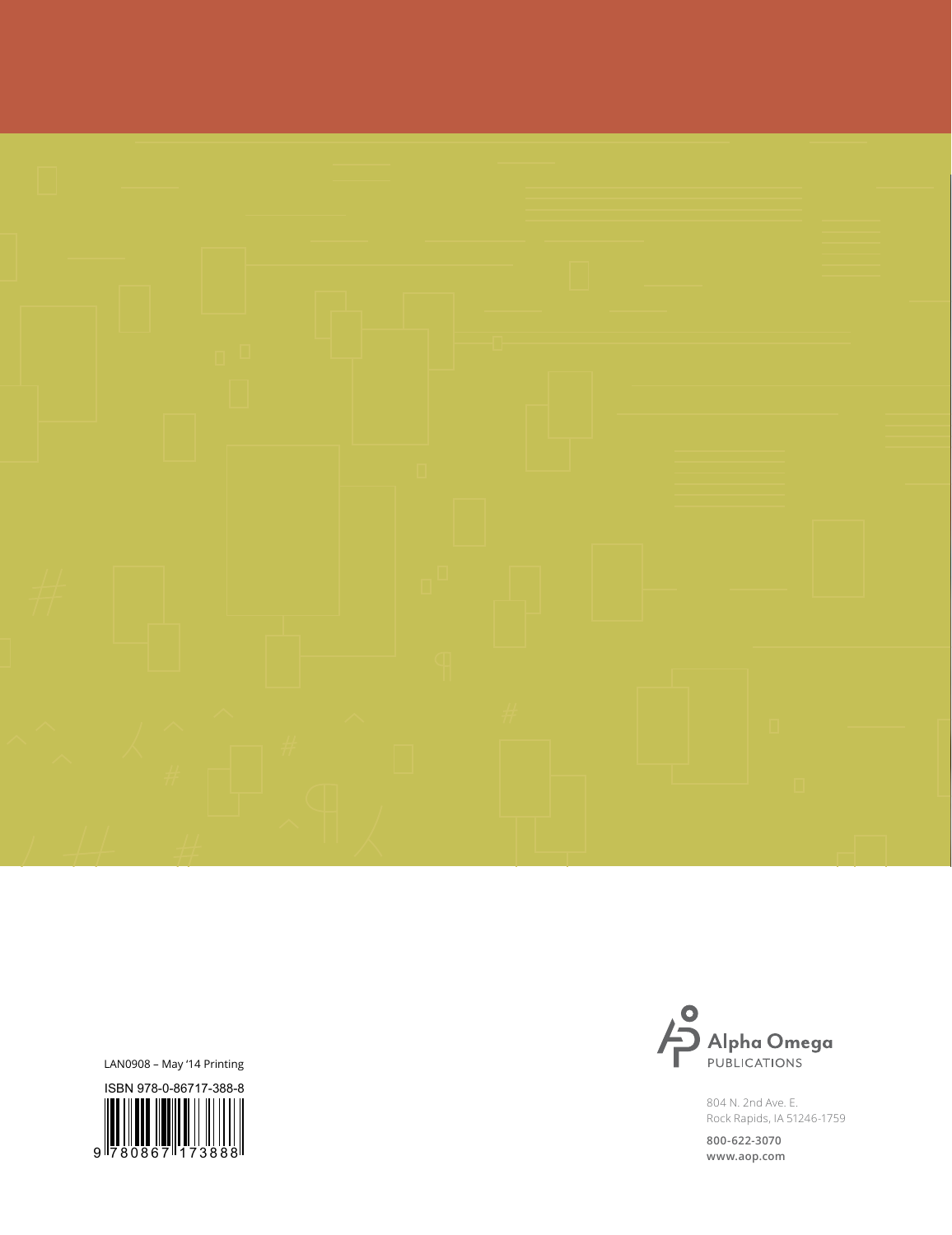LAN0908 – May '14 Printing

ISBN 978-0-86717-388-8

9 780867 173888

Alpha Omega
PUBLICATIONS

804 N. 2nd Ave. E.
Rock Rapids, IA 51246-1759

**800-622-3070**
**www.aop.com**